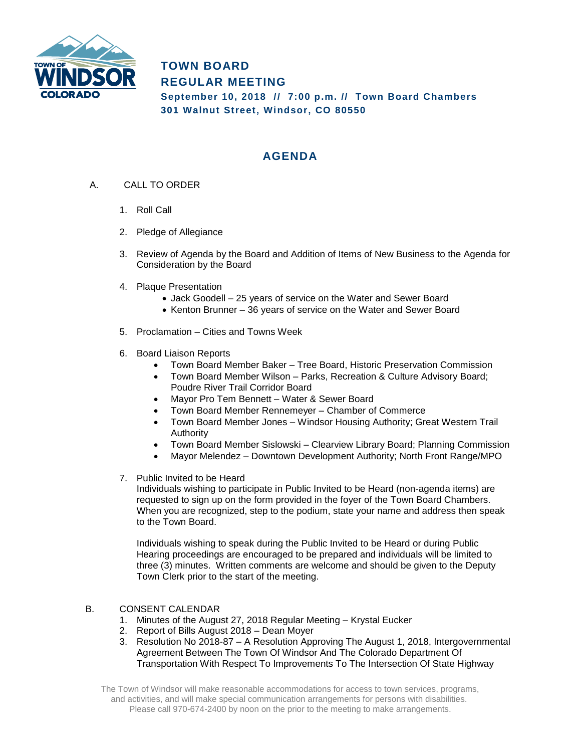# TOWN BOARD
# REGULAR MEETING

**September 10, 2018 // 7:00 p.m. // Town Board Chambers**
**301 Walnut Street, Windsor, CO 80550**

## AGENDA

A. CALL TO ORDER

1. Roll Call

2. Pledge of Allegiance

3. Review of Agenda by the Board and Addition of Items of New Business to the Agenda for Consideration by the Board

4. Plaque Presentation
    - Jack Goodell – 25 years of service on the Water and Sewer Board
    - Kenton Brunner – 36 years of service on the Water and Sewer Board

5. Proclamation – Cities and Towns Week

6. Board Liaison Reports
    - Town Board Member Baker – Tree Board, Historic Preservation Commission
    - Town Board Member Wilson – Parks, Recreation & Culture Advisory Board; Poudre River Trail Corridor Board
    - Mayor Pro Tem Bennett – Water & Sewer Board
    - Town Board Member Rennemeyer – Chamber of Commerce
    - Town Board Member Jones – Windsor Housing Authority; Great Western Trail Authority
    - Town Board Member Sislowski – Clearview Library Board; Planning Commission
    - Mayor Melendez – Downtown Development Authority; North Front Range/MPO

7. Public Invited to be Heard
    Individuals wishing to participate in Public Invited to be Heard (non-agenda items) are requested to sign up on the form provided in the foyer of the Town Board Chambers. When you are recognized, step to the podium, state your name and address then speak to the Town Board.

    Individuals wishing to speak during the Public Invited to be Heard or during Public Hearing proceedings are encouraged to be prepared and individuals will be limited to three (3) minutes. Written comments are welcome and should be given to the Deputy Town Clerk prior to the start of the meeting.

B. CONSENT CALENDAR

1. Minutes of the August 27, 2018 Regular Meeting – Krystal Eucker
2. Report of Bills August 2018 – Dean Moyer
3. Resolution No 2018-87 – A Resolution Approving The August 1, 2018, Intergovernmental Agreement Between The Town Of Windsor And The Colorado Department Of Transportation With Respect To Improvements To The Intersection Of State Highway

The Town of Windsor will make reasonable accommodations for access to town services, programs, and activities, and will make special communication arrangements for persons with disabilities. Please call 970-674-2400 by noon on the prior to the meeting to make arrangements.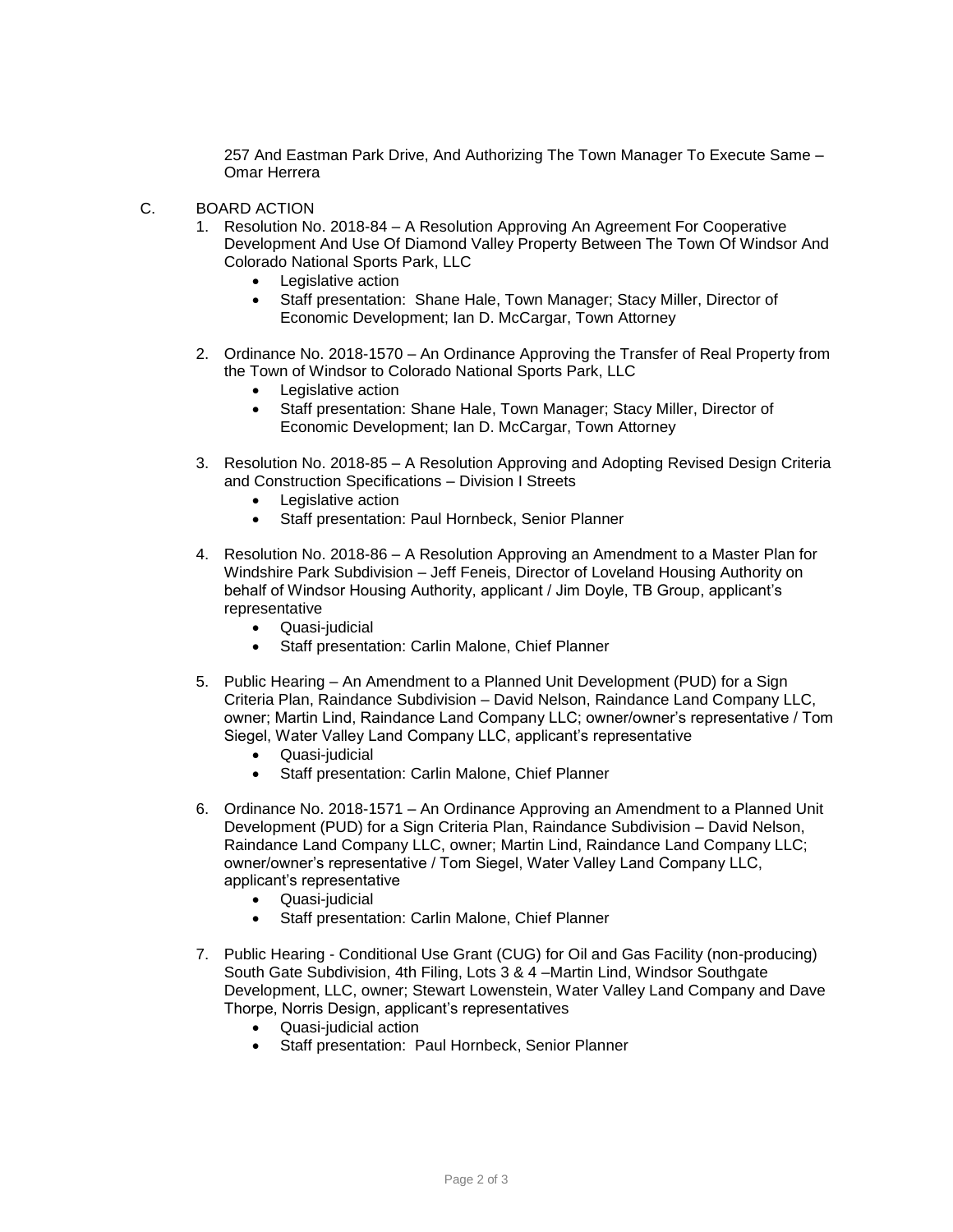257 And Eastman Park Drive, And Authorizing The Town Manager To Execute Same – Omar Herrera

C. BOARD ACTION

1. Resolution No. 2018-84 – A Resolution Approving An Agreement For Cooperative Development And Use Of Diamond Valley Property Between The Town Of Windsor And Colorado National Sports Park, LLC
   - Legislative action
   - Staff presentation: Shane Hale, Town Manager; Stacy Miller, Director of Economic Development; Ian D. McCargar, Town Attorney

2. Ordinance No. 2018-1570 – An Ordinance Approving the Transfer of Real Property from the Town of Windsor to Colorado National Sports Park, LLC
   - Legislative action
   - Staff presentation: Shane Hale, Town Manager; Stacy Miller, Director of Economic Development; Ian D. McCargar, Town Attorney

3. Resolution No. 2018-85 – A Resolution Approving and Adopting Revised Design Criteria and Construction Specifications – Division I Streets
   - Legislative action
   - Staff presentation: Paul Hornbeck, Senior Planner

4. Resolution No. 2018-86 – A Resolution Approving an Amendment to a Master Plan for Windshire Park Subdivision – Jeff Feneis, Director of Loveland Housing Authority on behalf of Windsor Housing Authority, applicant / Jim Doyle, TB Group, applicant's representative
   - Quasi-judicial
   - Staff presentation: Carlin Malone, Chief Planner

5. Public Hearing – An Amendment to a Planned Unit Development (PUD) for a Sign Criteria Plan, Raindance Subdivision – David Nelson, Raindance Land Company LLC, owner; Martin Lind, Raindance Land Company LLC; owner/owner's representative / Tom Siegel, Water Valley Land Company LLC, applicant's representative
   - Quasi-judicial
   - Staff presentation: Carlin Malone, Chief Planner

6. Ordinance No. 2018-1571 – An Ordinance Approving an Amendment to a Planned Unit Development (PUD) for a Sign Criteria Plan, Raindance Subdivision – David Nelson, Raindance Land Company LLC, owner; Martin Lind, Raindance Land Company LLC; owner/owner's representative / Tom Siegel, Water Valley Land Company LLC, applicant's representative
   - Quasi-judicial
   - Staff presentation: Carlin Malone, Chief Planner

7. Public Hearing - Conditional Use Grant (CUG) for Oil and Gas Facility (non-producing) South Gate Subdivision, 4th Filing, Lots 3 & 4 –Martin Lind, Windsor Southgate Development, LLC, owner; Stewart Lowenstein, Water Valley Land Company and Dave Thorpe, Norris Design, applicant's representatives
   - Quasi-judicial action
   - Staff presentation: Paul Hornbeck, Senior Planner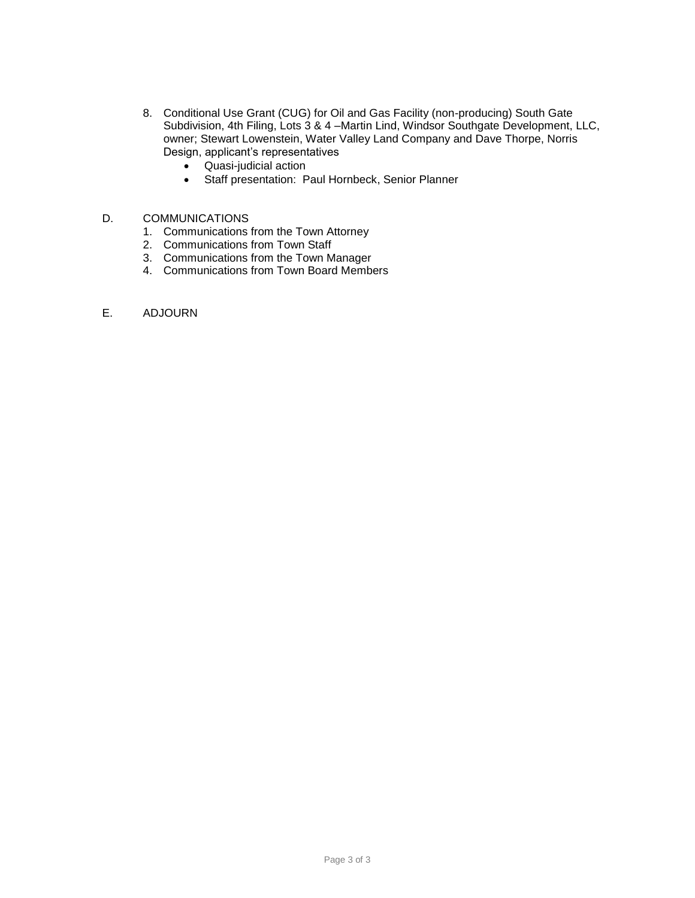8. Conditional Use Grant (CUG) for Oil and Gas Facility (non-producing) South Gate Subdivision, 4th Filing, Lots 3 & 4 –Martin Lind, Windsor Southgate Development, LLC, owner; Stewart Lowenstein, Water Valley Land Company and Dave Thorpe, Norris Design, applicant's representatives
    - Quasi-judicial action
    - Staff presentation: Paul Hornbeck, Senior Planner

D. COMMUNICATIONS

1. Communications from the Town Attorney
2. Communications from Town Staff
3. Communications from the Town Manager
4. Communications from Town Board Members

E. ADJOURN